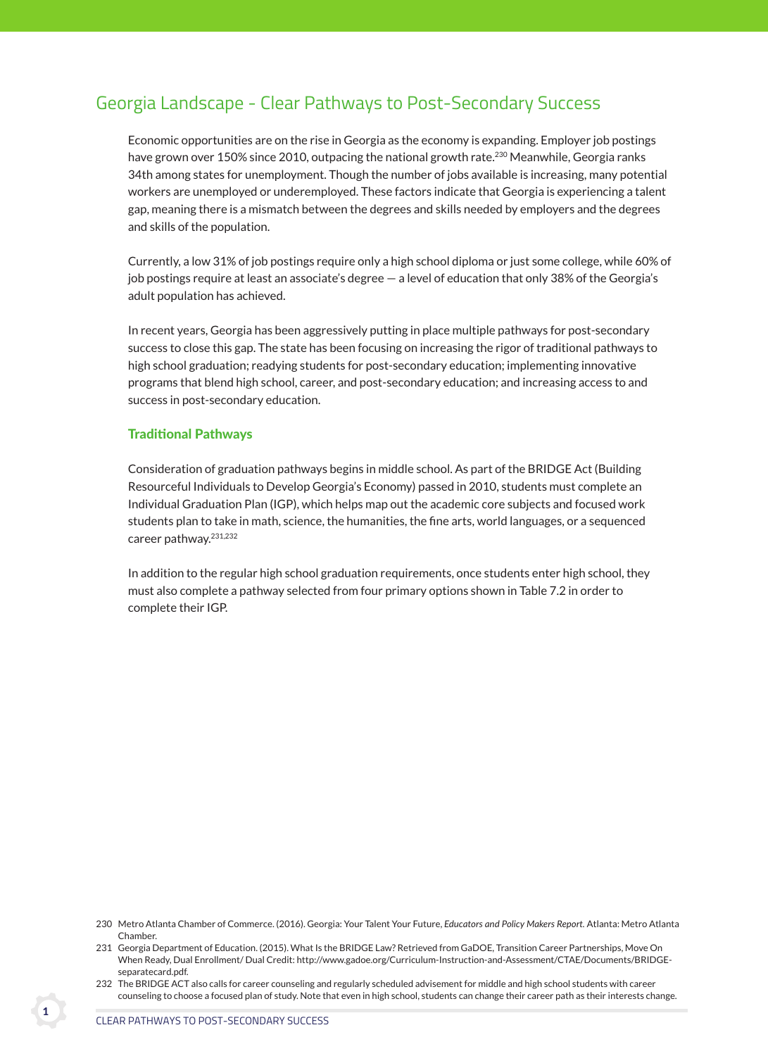## Georgia Landscape - Clear Pathways to Post-Secondary Success

Economic opportunities are on the rise in Georgia as the economy is expanding. Employer job postings have grown over 150% since 2010, outpacing the national growth rate.[230] Meanwhile, Georgia ranks 34th among states for unemployment. Though the number of jobs available is increasing, many potential workers are unemployed or underemployed. These factors indicate that Georgia is experiencing a talent gap, meaning there is a mismatch between the degrees and skills needed by employers and the degrees and skills of the population.

Currently, a low 31% of job postings require only a high school diploma or just some college, while 60% of job postings require at least an associate's degree — a level of education that only 38% of the Georgia's adult population has achieved.

In recent years, Georgia has been aggressively putting in place multiple pathways for post-secondary success to close this gap. The state has been focusing on increasing the rigor of traditional pathways to high school graduation; readying students for post-secondary education; implementing innovative programs that blend high school, career, and post-secondary education; and increasing access to and success in post-secondary education.

### Traditional Pathways

Consideration of graduation pathways begins in middle school. As part of the BRIDGE Act (Building Resourceful Individuals to Develop Georgia's Economy) passed in 2010, students must complete an Individual Graduation Plan (IGP), which helps map out the academic core subjects and focused work students plan to take in math, science, the humanities, the fine arts, world languages, or a sequenced career pathway.[231,232]

In addition to the regular high school graduation requirements, once students enter high school, they must also complete a pathway selected from four primary options shown in Table 7.2 in order to complete their IGP.

---

230 Metro Atlanta Chamber of Commerce. (2016). Georgia: Your Talent Your Future, *Educators and Policy Makers Report.* Atlanta: Metro Atlanta Chamber.

231 Georgia Department of Education. (2015). What Is the BRIDGE Law? Retrieved from GaDOE, Transition Career Partnerships, Move On When Ready, Dual Enrollment/ Dual Credit: http://www.gadoe.org/Curriculum-Instruction-and-Assessment/CTAE/Documents/BRIDGE-separatecard.pdf.

232 The BRIDGE ACT also calls for career counseling and regularly scheduled advisement for middle and high school students with career counseling to choose a focused plan of study. Note that even in high school, students can change their career path as their interests change.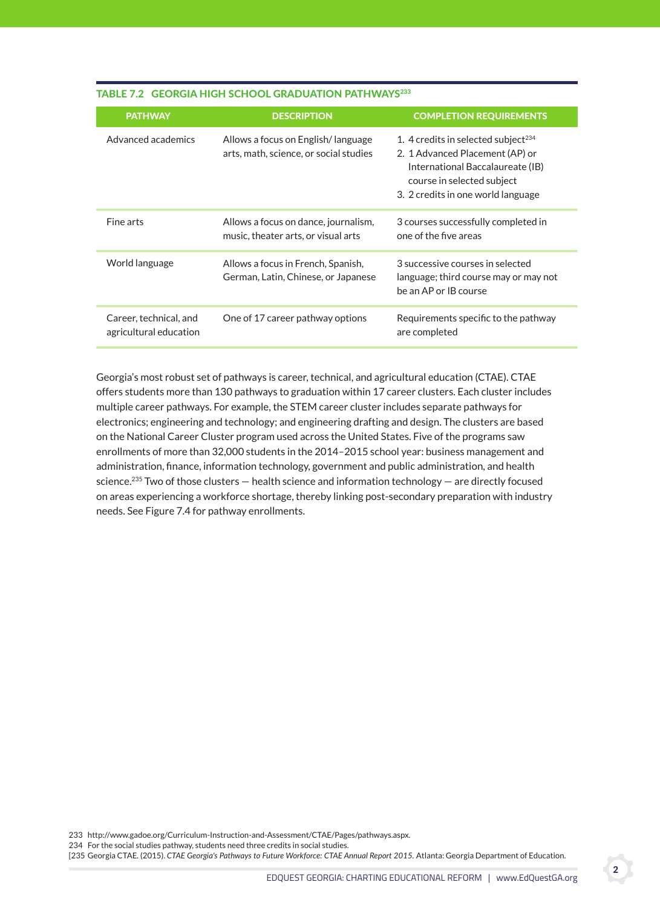**TABLE 7.2 GEORGIA HIGH SCHOOL GRADUATION PATHWAYS**[233]

| PATHWAY | DESCRIPTION | COMPLETION REQUIREMENTS |
|---|---|---|
| Advanced academics | Allows a focus on English/ language arts, math, science, or social studies | 1. 4 credits in selected subject[234] 2. 1 Advanced Placement (AP) or International Baccalaureate (IB) course in selected subject 3. 2 credits in one world language |
| Fine arts | Allows a focus on dance, journalism, music, theater arts, or visual arts | 3 courses successfully completed in one of the five areas |
| World language | Allows a focus in French, Spanish, German, Latin, Chinese, or Japanese | 3 successive courses in selected language; third course may or may not be an AP or IB course |
| Career, technical, and agricultural education | One of 17 career pathway options | Requirements specific to the pathway are completed |

Georgia's most robust set of pathways is career, technical, and agricultural education (CTAE). CTAE offers students more than 130 pathways to graduation within 17 career clusters. Each cluster includes multiple career pathways. For example, the STEM career cluster includes separate pathways for electronics; engineering and technology; and engineering drafting and design. The clusters are based on the National Career Cluster program used across the United States. Five of the programs saw enrollments of more than 32,000 students in the 2014–2015 school year: business management and administration, finance, information technology, government and public administration, and health science.[235] Two of those clusters — health science and information technology — are directly focused on areas experiencing a workforce shortage, thereby linking post-secondary preparation with industry needs. See Figure 7.4 for pathway enrollments.

233 http://www.gadoe.org/Curriculum-Instruction-and-Assessment/CTAE/Pages/pathways.aspx.

234 For the social studies pathway, students need three credits in social studies.

[235 Georgia CTAE. (2015). *CTAE Georgia's Pathways to Future Workforce: CTAE Annual Report 2015.* Atlanta: Georgia Department of Education.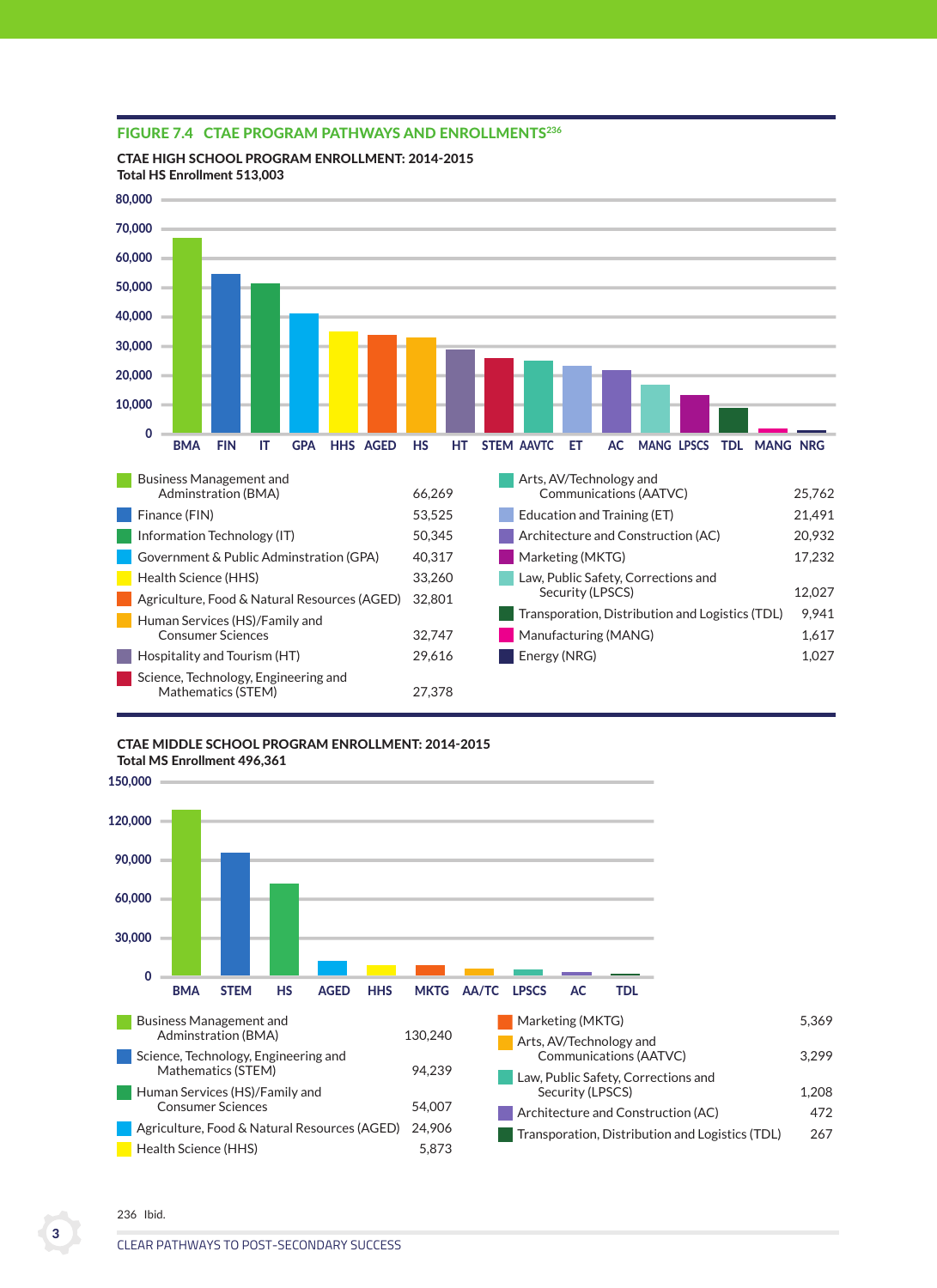## FIGURE 7.4 CTAE PROGRAM PATHWAYS AND ENROLLMENTS[236]

**CTAE HIGH SCHOOL PROGRAM ENROLLMENT: 2014-2015**
**Total HS Enrollment 513,003**

| Program | Enrollment |
|---|---|
| Business Management and Adminstration (BMA) | 66,269 |
| Finance (FIN) | 53,525 |
| Information Technology (IT) | 50,345 |
| Government & Public Adminstration (GPA) | 40,317 |
| Health Science (HHS) | 33,260 |
| Agriculture, Food & Natural Resources (AGED) | 32,801 |
| Human Services (HS)/Family and Consumer Sciences | 32,747 |
| Hospitality and Tourism (HT) | 29,616 |
| Science, Technology, Engineering and Mathematics (STEM) | 27,378 |
| Arts, AV/Technology and Communications (AATVC) | 25,762 |
| Education and Training (ET) | 21,491 |
| Architecture and Construction (AC) | 20,932 |
| Marketing (MKTG) | 17,232 |
| Law, Public Safety, Corrections and Security (LPSCS) | 12,027 |
| Transporation, Distribution and Logistics (TDL) | 9,941 |
| Manufacturing (MANG) | 1,617 |
| Energy (NRG) | 1,027 |

**CTAE MIDDLE SCHOOL PROGRAM ENROLLMENT: 2014-2015**
**Total MS Enrollment 496,361**

| Program | Enrollment |
|---|---|
| Business Management and Adminstration (BMA) | 130,240 |
| Science, Technology, Engineering and Mathematics (STEM) | 94,239 |
| Human Services (HS)/Family and Consumer Sciences | 54,007 |
| Agriculture, Food & Natural Resources (AGED) | 24,906 |
| Health Science (HHS) | 5,873 |
| Marketing (MKTG) | 5,369 |
| Arts, AV/Technology and Communications (AATVC) | 3,299 |
| Law, Public Safety, Corrections and Security (LPSCS) | 1,208 |
| Architecture and Construction (AC) | 472 |
| Transporation, Distribution and Logistics (TDL) | 267 |

236 Ibid.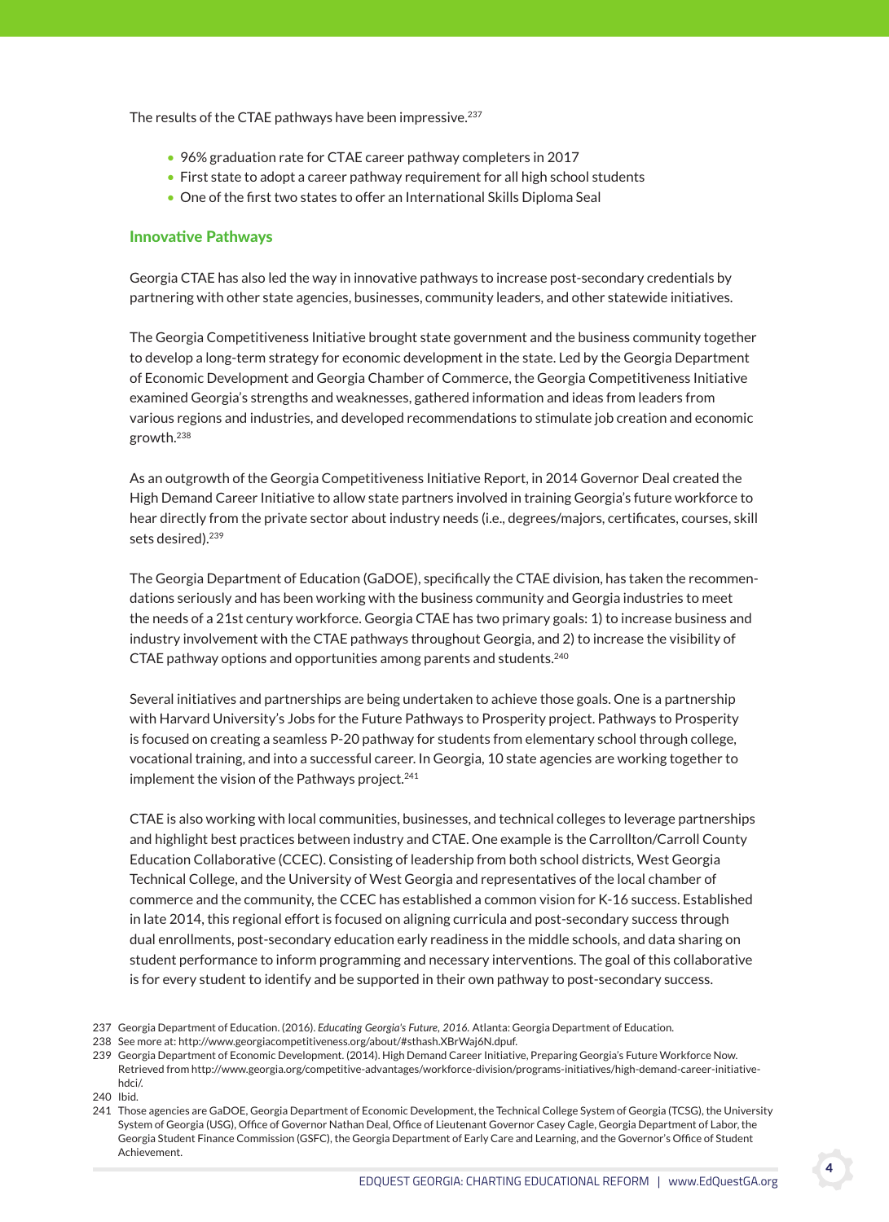The results of the CTAE pathways have been impressive.[237]

- 96% graduation rate for CTAE career pathway completers in 2017
- First state to adopt a career pathway requirement for all high school students
- One of the first two states to offer an International Skills Diploma Seal

### Innovative Pathways

Georgia CTAE has also led the way in innovative pathways to increase post-secondary credentials by partnering with other state agencies, businesses, community leaders, and other statewide initiatives.

The Georgia Competitiveness Initiative brought state government and the business community together to develop a long-term strategy for economic development in the state. Led by the Georgia Department of Economic Development and Georgia Chamber of Commerce, the Georgia Competitiveness Initiative examined Georgia's strengths and weaknesses, gathered information and ideas from leaders from various regions and industries, and developed recommendations to stimulate job creation and economic growth.[238]

As an outgrowth of the Georgia Competitiveness Initiative Report, in 2014 Governor Deal created the High Demand Career Initiative to allow state partners involved in training Georgia's future workforce to hear directly from the private sector about industry needs (i.e., degrees/majors, certificates, courses, skill sets desired).[239]

The Georgia Department of Education (GaDOE), specifically the CTAE division, has taken the recommendations seriously and has been working with the business community and Georgia industries to meet the needs of a 21st century workforce. Georgia CTAE has two primary goals: 1) to increase business and industry involvement with the CTAE pathways throughout Georgia, and 2) to increase the visibility of CTAE pathway options and opportunities among parents and students.[240]

Several initiatives and partnerships are being undertaken to achieve those goals. One is a partnership with Harvard University's Jobs for the Future Pathways to Prosperity project. Pathways to Prosperity is focused on creating a seamless P-20 pathway for students from elementary school through college, vocational training, and into a successful career. In Georgia, 10 state agencies are working together to implement the vision of the Pathways project.[241]

CTAE is also working with local communities, businesses, and technical colleges to leverage partnerships and highlight best practices between industry and CTAE. One example is the Carrollton/Carroll County Education Collaborative (CCEC). Consisting of leadership from both school districts, West Georgia Technical College, and the University of West Georgia and representatives of the local chamber of commerce and the community, the CCEC has established a common vision for K-16 success. Established in late 2014, this regional effort is focused on aligning curricula and post-secondary success through dual enrollments, post-secondary education early readiness in the middle schools, and data sharing on student performance to inform programming and necessary interventions. The goal of this collaborative is for every student to identify and be supported in their own pathway to post-secondary success.

---

237 Georgia Department of Education. (2016). *Educating Georgia's Future, 2016.* Atlanta: Georgia Department of Education.

238 See more at: http://www.georgiacompetitiveness.org/about/#sthash.XBrWaj6N.dpuf.

239 Georgia Department of Economic Development. (2014). High Demand Career Initiative, Preparing Georgia's Future Workforce Now. Retrieved from http://www.georgia.org/competitive-advantages/workforce-division/programs-initiatives/high-demand-career-initiative-hdci/.

240 Ibid.

241 Those agencies are GaDOE, Georgia Department of Economic Development, the Technical College System of Georgia (TCSG), the University System of Georgia (USG), Office of Governor Nathan Deal, Office of Lieutenant Governor Casey Cagle, Georgia Department of Labor, the Georgia Student Finance Commission (GSFC), the Georgia Department of Early Care and Learning, and the Governor's Office of Student Achievement.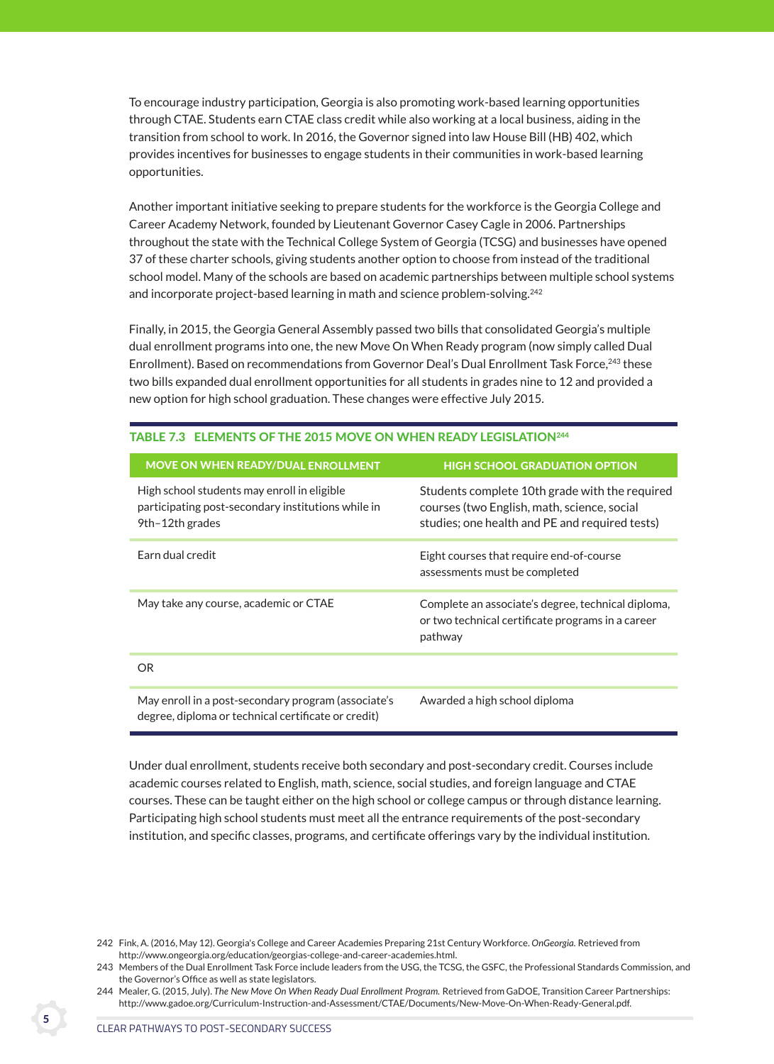To encourage industry participation, Georgia is also promoting work-based learning opportunities through CTAE. Students earn CTAE class credit while also working at a local business, aiding in the transition from school to work. In 2016, the Governor signed into law House Bill (HB) 402, which provides incentives for businesses to engage students in their communities in work-based learning opportunities.

Another important initiative seeking to prepare students for the workforce is the Georgia College and Career Academy Network, founded by Lieutenant Governor Casey Cagle in 2006. Partnerships throughout the state with the Technical College System of Georgia (TCSG) and businesses have opened 37 of these charter schools, giving students another option to choose from instead of the traditional school model. Many of the schools are based on academic partnerships between multiple school systems and incorporate project-based learning in math and science problem-solving.[242]

Finally, in 2015, the Georgia General Assembly passed two bills that consolidated Georgia's multiple dual enrollment programs into one, the new Move On When Ready program (now simply called Dual Enrollment). Based on recommendations from Governor Deal's Dual Enrollment Task Force,[243] these two bills expanded dual enrollment opportunities for all students in grades nine to 12 and provided a new option for high school graduation. These changes were effective July 2015.

**TABLE 7.3 ELEMENTS OF THE 2015 MOVE ON WHEN READY LEGISLATION[244]**

| MOVE ON WHEN READY/DUAL ENROLLMENT | HIGH SCHOOL GRADUATION OPTION |
|---|---|
| High school students may enroll in eligible participating post-secondary institutions while in 9th–12th grades | Students complete 10th grade with the required courses (two English, math, science, social studies; one health and PE and required tests) |
| Earn dual credit | Eight courses that require end-of-course assessments must be completed |
| May take any course, academic or CTAE | Complete an associate's degree, technical diploma, or two technical certificate programs in a career pathway |
| OR | |
| May enroll in a post-secondary program (associate's degree, diploma or technical certificate or credit) | Awarded a high school diploma |

Under dual enrollment, students receive both secondary and post-secondary credit. Courses include academic courses related to English, math, science, social studies, and foreign language and CTAE courses. These can be taught either on the high school or college campus or through distance learning. Participating high school students must meet all the entrance requirements of the post-secondary institution, and specific classes, programs, and certificate offerings vary by the individual institution.

242 Fink, A. (2016, May 12). Georgia's College and Career Academies Preparing 21st Century Workforce. *OnGeorgia.* Retrieved from http://www.ongeorgia.org/education/georgias-college-and-career-academies.html.

243 Members of the Dual Enrollment Task Force include leaders from the USG, the TCSG, the GSFC, the Professional Standards Commission, and the Governor's Office as well as state legislators.

244 Mealer, G. (2015, July). *The New Move On When Ready Dual Enrollment Program.* Retrieved from GaDOE, Transition Career Partnerships: http://www.gadoe.org/Curriculum-Instruction-and-Assessment/CTAE/Documents/New-Move-On-When-Ready-General.pdf.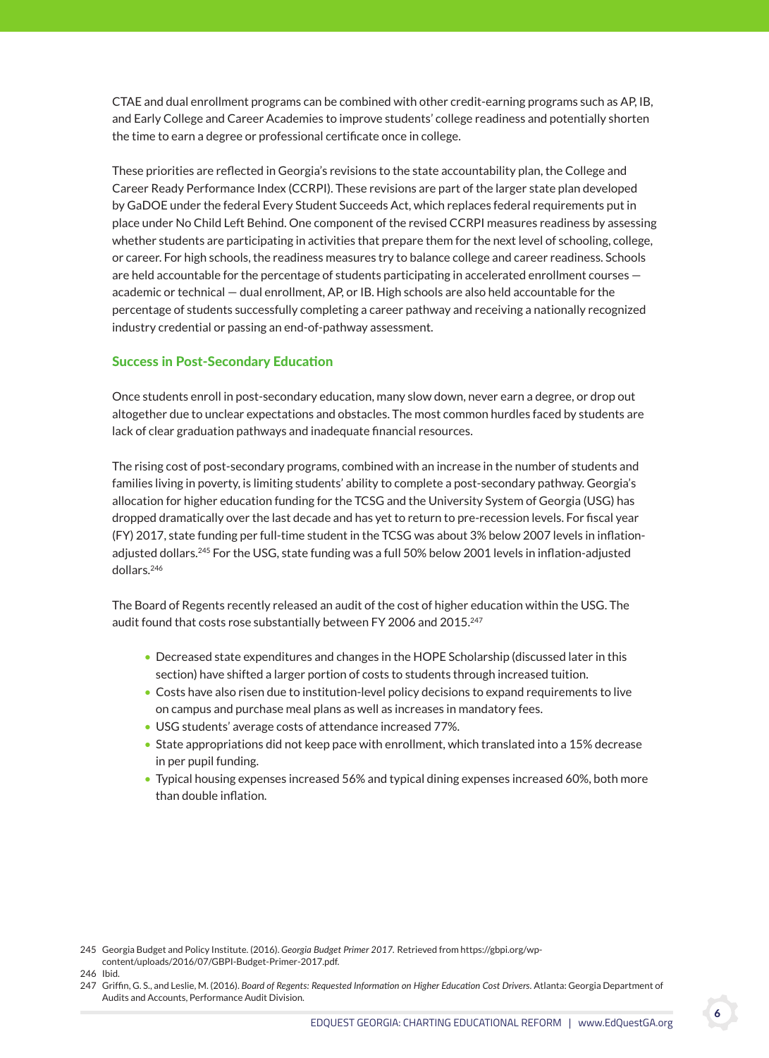CTAE and dual enrollment programs can be combined with other credit-earning programs such as AP, IB, and Early College and Career Academies to improve students' college readiness and potentially shorten the time to earn a degree or professional certificate once in college.

These priorities are reflected in Georgia's revisions to the state accountability plan, the College and Career Ready Performance Index (CCRPI). These revisions are part of the larger state plan developed by GaDOE under the federal Every Student Succeeds Act, which replaces federal requirements put in place under No Child Left Behind. One component of the revised CCRPI measures readiness by assessing whether students are participating in activities that prepare them for the next level of schooling, college, or career. For high schools, the readiness measures try to balance college and career readiness. Schools are held accountable for the percentage of students participating in accelerated enrollment courses — academic or technical — dual enrollment, AP, or IB. High schools are also held accountable for the percentage of students successfully completing a career pathway and receiving a nationally recognized industry credential or passing an end-of-pathway assessment.

### Success in Post-Secondary Education

Once students enroll in post-secondary education, many slow down, never earn a degree, or drop out altogether due to unclear expectations and obstacles. The most common hurdles faced by students are lack of clear graduation pathways and inadequate financial resources.

The rising cost of post-secondary programs, combined with an increase in the number of students and families living in poverty, is limiting students' ability to complete a post-secondary pathway. Georgia's allocation for higher education funding for the TCSG and the University System of Georgia (USG) has dropped dramatically over the last decade and has yet to return to pre-recession levels. For fiscal year (FY) 2017, state funding per full-time student in the TCSG was about 3% below 2007 levels in inflation-adjusted dollars.[245] For the USG, state funding was a full 50% below 2001 levels in inflation-adjusted dollars.[246]

The Board of Regents recently released an audit of the cost of higher education within the USG. The audit found that costs rose substantially between FY 2006 and 2015.[247]

- Decreased state expenditures and changes in the HOPE Scholarship (discussed later in this section) have shifted a larger portion of costs to students through increased tuition.
- Costs have also risen due to institution-level policy decisions to expand requirements to live on campus and purchase meal plans as well as increases in mandatory fees.
- USG students' average costs of attendance increased 77%.
- State appropriations did not keep pace with enrollment, which translated into a 15% decrease in per pupil funding.
- Typical housing expenses increased 56% and typical dining expenses increased 60%, both more than double inflation.

245 Georgia Budget and Policy Institute. (2016). *Georgia Budget Primer 2017.* Retrieved from https://gbpi.org/wp-content/uploads/2016/07/GBPI-Budget-Primer-2017.pdf.

246 Ibid.

247 Griffin, G. S., and Leslie, M. (2016). *Board of Regents: Requested Information on Higher Education Cost Drivers*. Atlanta: Georgia Department of Audits and Accounts, Performance Audit Division.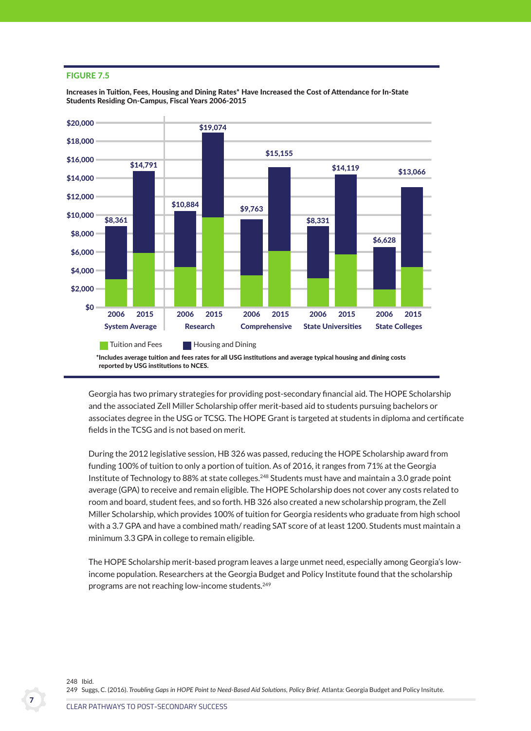**FIGURE 7.5**

**Increases in Tuition, Fees, Housing and Dining Rates* Have Increased the Cost of Attendance for In-State Students Residing On-Campus, Fiscal Years 2006-2015**

| | System Average 2006 | System Average 2015 | Research 2006 | Research 2015 | Comprehensive 2006 | Comprehensive 2015 | State Universities 2006 | State Universities 2015 | State Colleges 2006 | State Colleges 2015 |
|---|---|---|---|---|---|---|---|---|---|---|
| Total | $8,361 | $14,791 | $10,884 | $19,074 | $9,763 | $15,155 | $8,331 | $14,119 | $6,628 | $13,066 |

Tuition and Fees | Housing and Dining

*Includes average tuition and fees rates for all USG institutions and average typical housing and dining costs reported by USG institutions to NCES.

Georgia has two primary strategies for providing post-secondary financial aid. The HOPE Scholarship and the associated Zell Miller Scholarship offer merit-based aid to students pursuing bachelors or associates degree in the USG or TCSG. The HOPE Grant is targeted at students in diploma and certificate fields in the TCSG and is not based on merit.

During the 2012 legislative session, HB 326 was passed, reducing the HOPE Scholarship award from funding 100% of tuition to only a portion of tuition. As of 2016, it ranges from 71% at the Georgia Institute of Technology to 88% at state colleges.[248] Students must have and maintain a 3.0 grade point average (GPA) to receive and remain eligible. The HOPE Scholarship does not cover any costs related to room and board, student fees, and so forth. HB 326 also created a new scholarship program, the Zell Miller Scholarship, which provides 100% of tuition for Georgia residents who graduate from high school with a 3.7 GPA and have a combined math/ reading SAT score of at least 1200. Students must maintain a minimum 3.3 GPA in college to remain eligible.

The HOPE Scholarship merit-based program leaves a large unmet need, especially among Georgia's low-income population. Researchers at the Georgia Budget and Policy Institute found that the scholarship programs are not reaching low-income students.[249]

248 Ibid.
249 Suggs, C. (2016). *Troubling Gaps in HOPE Point to Need-Based Aid Solutions, Policy Brief.* Atlanta: Georgia Budget and Policy Insitute.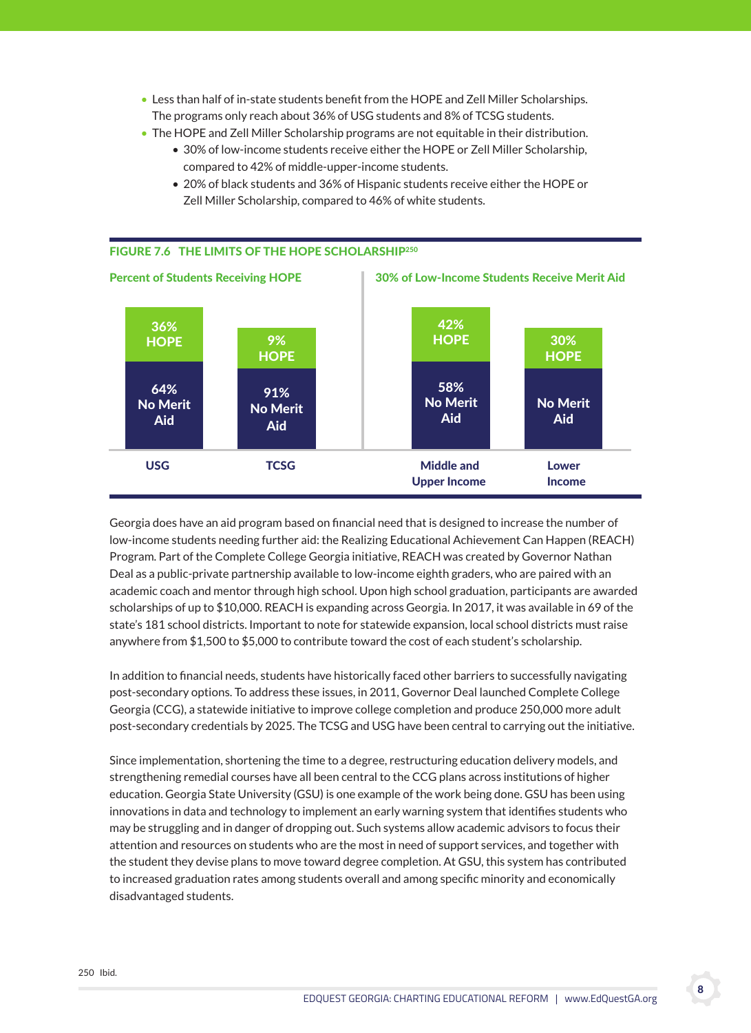- Less than half of in-state students benefit from the HOPE and Zell Miller Scholarships. The programs only reach about 36% of USG students and 8% of TCSG students.
- The HOPE and Zell Miller Scholarship programs are not equitable in their distribution.
  - 30% of low-income students receive either the HOPE or Zell Miller Scholarship, compared to 42% of middle-upper-income students.
  - 20% of black students and 36% of Hispanic students receive either the HOPE or Zell Miller Scholarship, compared to 46% of white students.

**FIGURE 7.6 THE LIMITS OF THE HOPE SCHOLARSHIP**[250]

**Percent of Students Receiving HOPE**

| | USG | TCSG |
|---|---|---|
| HOPE | 36% | 9% |
| No Merit Aid | 64% | 91% |

**30% of Low-Income Students Receive Merit Aid**

| | Middle and Upper Income | Lower Income |
|---|---|---|
| HOPE | 42% | 30% |
| No Merit Aid | 58% | |

Georgia does have an aid program based on financial need that is designed to increase the number of low-income students needing further aid: the Realizing Educational Achievement Can Happen (REACH) Program. Part of the Complete College Georgia initiative, REACH was created by Governor Nathan Deal as a public-private partnership available to low-income eighth graders, who are paired with an academic coach and mentor through high school. Upon high school graduation, participants are awarded scholarships of up to $10,000. REACH is expanding across Georgia. In 2017, it was available in 69 of the state's 181 school districts. Important to note for statewide expansion, local school districts must raise anywhere from $1,500 to $5,000 to contribute toward the cost of each student's scholarship.

In addition to financial needs, students have historically faced other barriers to successfully navigating post-secondary options. To address these issues, in 2011, Governor Deal launched Complete College Georgia (CCG), a statewide initiative to improve college completion and produce 250,000 more adult post-secondary credentials by 2025. The TCSG and USG have been central to carrying out the initiative.

Since implementation, shortening the time to a degree, restructuring education delivery models, and strengthening remedial courses have all been central to the CCG plans across institutions of higher education. Georgia State University (GSU) is one example of the work being done. GSU has been using innovations in data and technology to implement an early warning system that identifies students who may be struggling and in danger of dropping out. Such systems allow academic advisors to focus their attention and resources on students who are the most in need of support services, and together with the student they devise plans to move toward degree completion. At GSU, this system has contributed to increased graduation rates among students overall and among specific minority and economically disadvantaged students.

250 Ibid.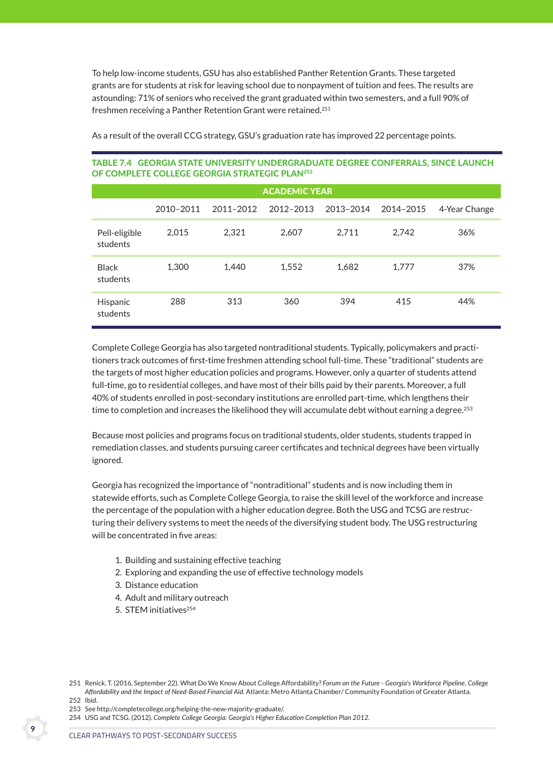To help low-income students, GSU has also established Panther Retention Grants. These targeted grants are for students at risk for leaving school due to nonpayment of tuition and fees. The results are astounding: 71% of seniors who received the grant graduated within two semesters, and a full 90% of freshmen receiving a Panther Retention Grant were retained.[251]

As a result of the overall CCG strategy, GSU's graduation rate has improved 22 percentage points.

**TABLE 7.4 GEORGIA STATE UNIVERSITY UNDERGRADUATE DEGREE CONFERRALS, SINCE LAUNCH OF COMPLETE COLLEGE GEORGIA STRATEGIC PLAN[252]**

| | ACADEMIC YEAR | | | | | |
|---|---|---|---|---|---|---|
| | 2010–2011 | 2011–2012 | 2012–2013 | 2013–2014 | 2014–2015 | 4-Year Change |
| Pell-eligible students | 2,015 | 2,321 | 2,607 | 2,711 | 2,742 | 36% |
| Black students | 1,300 | 1,440 | 1,552 | 1,682 | 1,777 | 37% |
| Hispanic students | 288 | 313 | 360 | 394 | 415 | 44% |

Complete College Georgia has also targeted nontraditional students. Typically, policymakers and practitioners track outcomes of first-time freshmen attending school full-time. These "traditional" students are the targets of most higher education policies and programs. However, only a quarter of students attend full-time, go to residential colleges, and have most of their bills paid by their parents. Moreover, a full 40% of students enrolled in post-secondary institutions are enrolled part-time, which lengthens their time to completion and increases the likelihood they will accumulate debt without earning a degree.[253]

Because most policies and programs focus on traditional students, older students, students trapped in remediation classes, and students pursuing career certificates and technical degrees have been virtually ignored.

Georgia has recognized the importance of "nontraditional" students and is now including them in statewide efforts, such as Complete College Georgia, to raise the skill level of the workforce and increase the percentage of the population with a higher education degree. Both the USG and TCSG are restructuring their delivery systems to meet the needs of the diversifying student body. The USG restructuring will be concentrated in five areas:

1. Building and sustaining effective teaching
2. Exploring and expanding the use of effective technology models
3. Distance education
4. Adult and military outreach
5. STEM initiatives[254]

---

251 Renick, T. (2016, September 22). What Do We Know About College Affordability? *Forum on the Future - Georgia's Workforce Pipeline, College Affordability and the Impact of Need-Based Financial Aid.* Atlanta: Metro Atlanta Chamber/ Community Foundation of Greater Atlanta.

252 Ibid.

253 See http://completecollege.org/helping-the-new-majority-graduate/.

254 USG and TCSG. (2012). *Complete College Georgia: Georgia's Higher Education Completion Plan 2012.*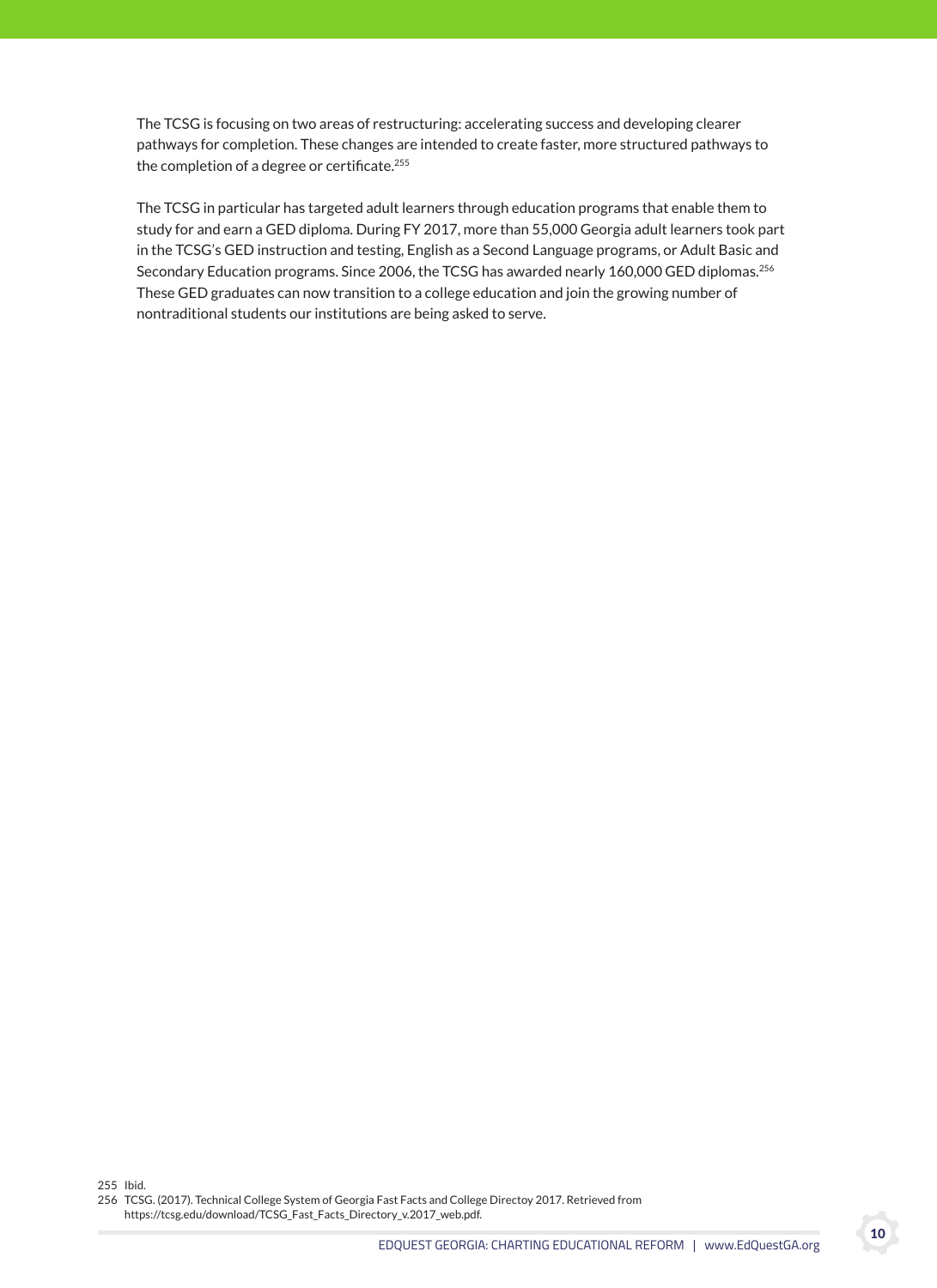The TCSG is focusing on two areas of restructuring: accelerating success and developing clearer pathways for completion. These changes are intended to create faster, more structured pathways to the completion of a degree or certificate.[255]

The TCSG in particular has targeted adult learners through education programs that enable them to study for and earn a GED diploma. During FY 2017, more than 55,000 Georgia adult learners took part in the TCSG's GED instruction and testing, English as a Second Language programs, or Adult Basic and Secondary Education programs. Since 2006, the TCSG has awarded nearly 160,000 GED diplomas.[256] These GED graduates can now transition to a college education and join the growing number of nontraditional students our institutions are being asked to serve.

255 Ibid.

256 TCSG. (2017). Technical College System of Georgia Fast Facts and College Directoy 2017. Retrieved from https://tcsg.edu/download/TCSG_Fast_Facts_Directory_v.2017_web.pdf.